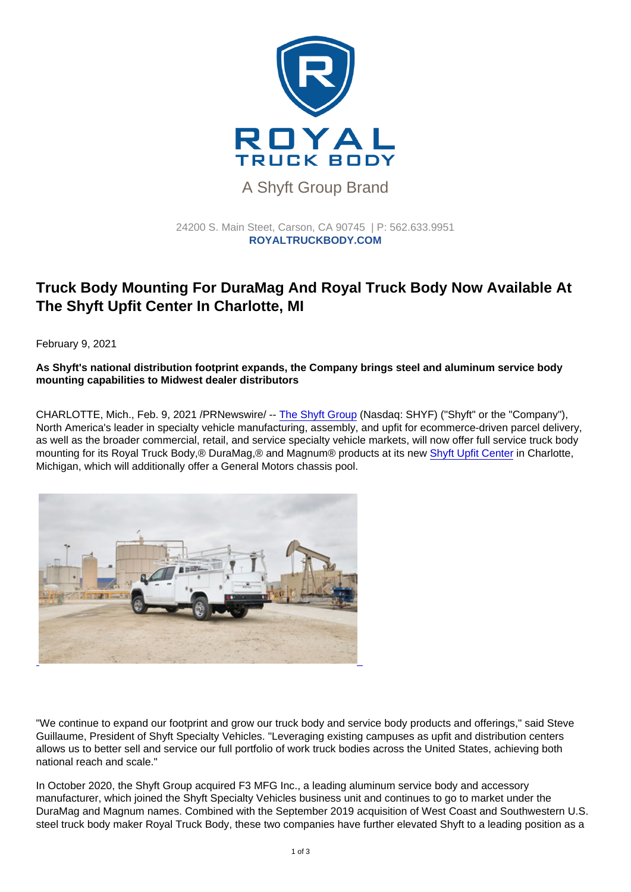A Shyft Group Brand

24200 S. Main Steet, Carson, CA 90745 | P: 562.633.9951
**ROYALTRUCKBODY.COM**

# Truck Body Mounting For DuraMag And Royal Truck Body Now Available At The Shyft Upfit Center In Charlotte, MI

February 9, 2021

**As Shyft's national distribution footprint expands, the Company brings steel and aluminum service body mounting capabilities to Midwest dealer distributors**

CHARLOTTE, Mich., Feb. 9, 2021 /PRNewswire/ -- The Shyft Group (Nasdaq: SHYF) ("Shyft" or the "Company"), North America's leader in specialty vehicle manufacturing, assembly, and upfit for ecommerce-driven parcel delivery, as well as the broader commercial, retail, and service specialty vehicle markets, will now offer full service truck body mounting for its Royal Truck Body,® DuraMag,® and Magnum® products at its new Shyft Upfit Center in Charlotte, Michigan, which will additionally offer a General Motors chassis pool.

"We continue to expand our footprint and grow our truck body and service body products and offerings," said Steve Guillaume, President of Shyft Specialty Vehicles. "Leveraging existing campuses as upfit and distribution centers allows us to better sell and service our full portfolio of work truck bodies across the United States, achieving both national reach and scale."

In October 2020, the Shyft Group acquired F3 MFG Inc., a leading aluminum service body and accessory manufacturer, which joined the Shyft Specialty Vehicles business unit and continues to go to market under the DuraMag and Magnum names. Combined with the September 2019 acquisition of West Coast and Southwestern U.S. steel truck body maker Royal Truck Body, these two companies have further elevated Shyft to a leading position as a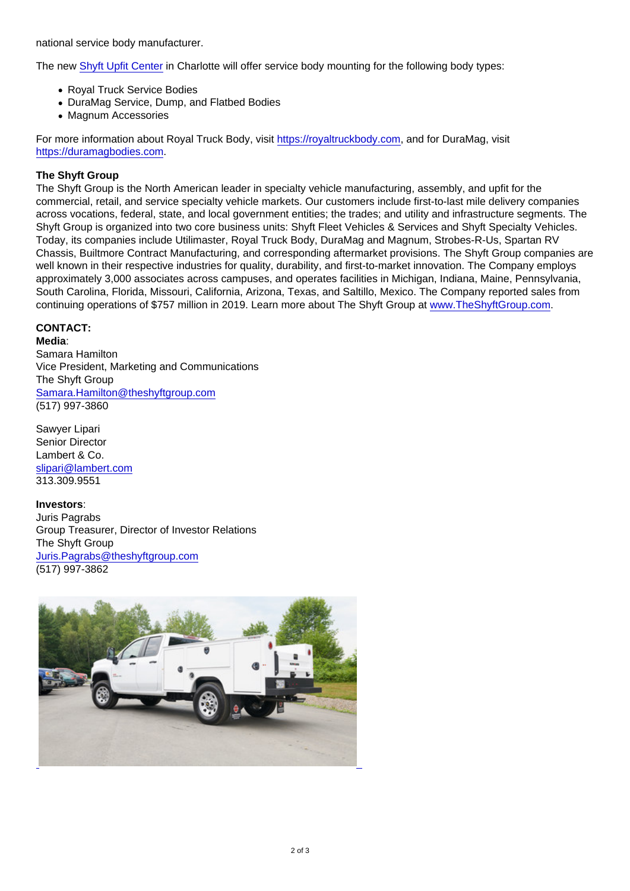national service body manufacturer.

The new Shyft Upfit Center in Charlotte will offer service body mounting for the following body types:

- Royal Truck Service Bodies
- DuraMag Service, Dump, and Flatbed Bodies
- Magnum Accessories

For more information about Royal Truck Body, visit https://royaltruckbody.com, and for DuraMag, visit https://duramagbodies.com.

**The Shyft Group**
The Shyft Group is the North American leader in specialty vehicle manufacturing, assembly, and upfit for the commercial, retail, and service specialty vehicle markets. Our customers include first-to-last mile delivery companies across vocations, federal, state, and local government entities; the trades; and utility and infrastructure segments. The Shyft Group is organized into two core business units: Shyft Fleet Vehicles & Services and Shyft Specialty Vehicles. Today, its companies include Utilimaster, Royal Truck Body, DuraMag and Magnum, Strobes-R-Us, Spartan RV Chassis, Builtmore Contract Manufacturing, and corresponding aftermarket provisions. The Shyft Group companies are well known in their respective industries for quality, durability, and first-to-market innovation. The Company employs approximately 3,000 associates across campuses, and operates facilities in Michigan, Indiana, Maine, Pennsylvania, South Carolina, Florida, Missouri, California, Arizona, Texas, and Saltillo, Mexico. The Company reported sales from continuing operations of $757 million in 2019. Learn more about The Shyft Group at www.TheShyftGroup.com.

**CONTACT:**
**Media**:
Samara Hamilton
Vice President, Marketing and Communications
The Shyft Group
Samara.Hamilton@theshyftgroup.com
(517) 997-3860

Sawyer Lipari
Senior Director
Lambert & Co.
slipari@lambert.com
313.309.9551

**Investors**:
Juris Pagrabs
Group Treasurer, Director of Investor Relations
The Shyft Group
Juris.Pagrabs@theshyftgroup.com
(517) 997-3862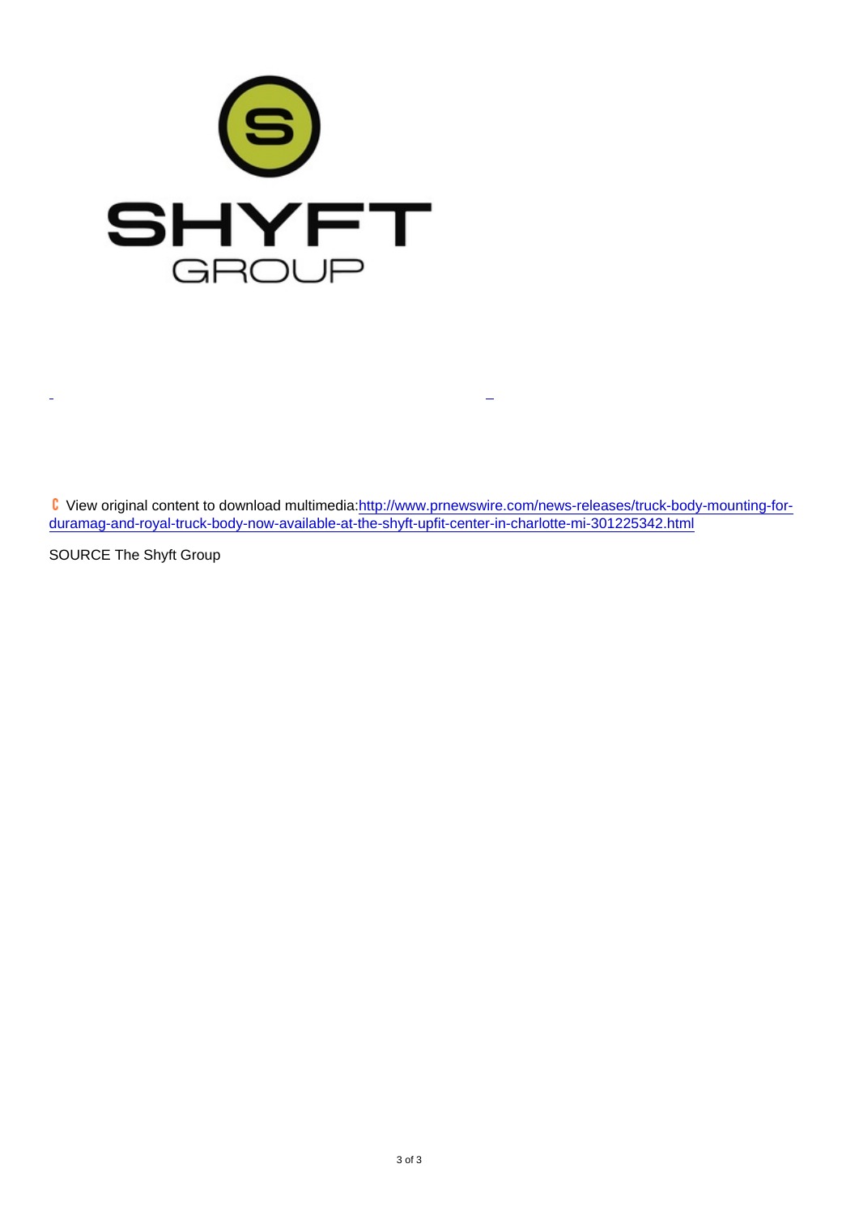View original content to download multimedia:http://www.prnewswire.com/news-releases/truck-body-mounting-for-duramag-and-royal-truck-body-now-available-at-the-shyft-upfit-center-in-charlotte-mi-301225342.html

SOURCE The Shyft Group